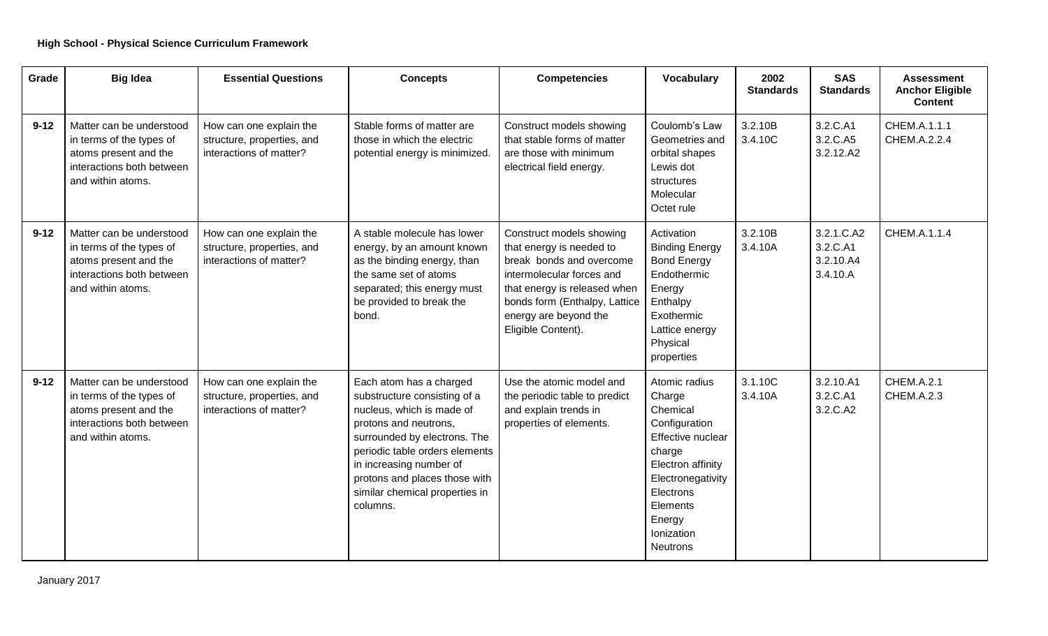**High School - Physical Science Curriculum Framework**

| Grade | Big Idea | Essential Questions | Concepts | Competencies | Vocabulary | 2002 Standards | SAS Standards | Assessment Anchor Eligible Content |
|---|---|---|---|---|---|---|---|---|
| 9-12 | Matter can be understood in terms of the types of atoms present and the interactions both between and within atoms. | How can one explain the structure, properties, and interactions of matter? | Stable forms of matter are those in which the electric potential energy is minimized. | Construct models showing that stable forms of matter are those with minimum electrical field energy. | Coulomb's Law Geometries and orbital shapes Lewis dot structures Molecular Octet rule | 3.2.10B 3.4.10C | 3.2.C.A1 3.2.C.A5 3.2.12.A2 | CHEM.A.1.1.1 CHEM.A.2.2.4 |
| 9-12 | Matter can be understood in terms of the types of atoms present and the interactions both between and within atoms. | How can one explain the structure, properties, and interactions of matter? | A stable molecule has lower energy, by an amount known as the binding energy, than the same set of atoms separated; this energy must be provided to break the bond. | Construct models showing that energy is needed to break bonds and overcome intermolecular forces and that energy is released when bonds form (Enthalpy, Lattice energy are beyond the Eligible Content). | Activation Binding Energy Bond Energy Endothermic Energy Enthalpy Exothermic Lattice energy Physical properties | 3.2.10B 3.4.10A | 3.2.1.C.A2 3.2.C.A1 3.2.10.A4 3.4.10.A | CHEM.A.1.1.4 |
| 9-12 | Matter can be understood in terms of the types of atoms present and the interactions both between and within atoms. | How can one explain the structure, properties, and interactions of matter? | Each atom has a charged substructure consisting of a nucleus, which is made of protons and neutrons, surrounded by electrons. The periodic table orders elements in increasing number of protons and places those with similar chemical properties in columns. | Use the atomic model and the periodic table to predict and explain trends in properties of elements. | Atomic radius Charge Chemical Configuration Effective nuclear charge Electron affinity Electronegativity Electrons Elements Energy Ionization Neutrons | 3.1.10C 3.4.10A | 3.2.10.A1 3.2.C.A1 3.2.C.A2 | CHEM.A.2.1 CHEM.A.2.3 |

January 2017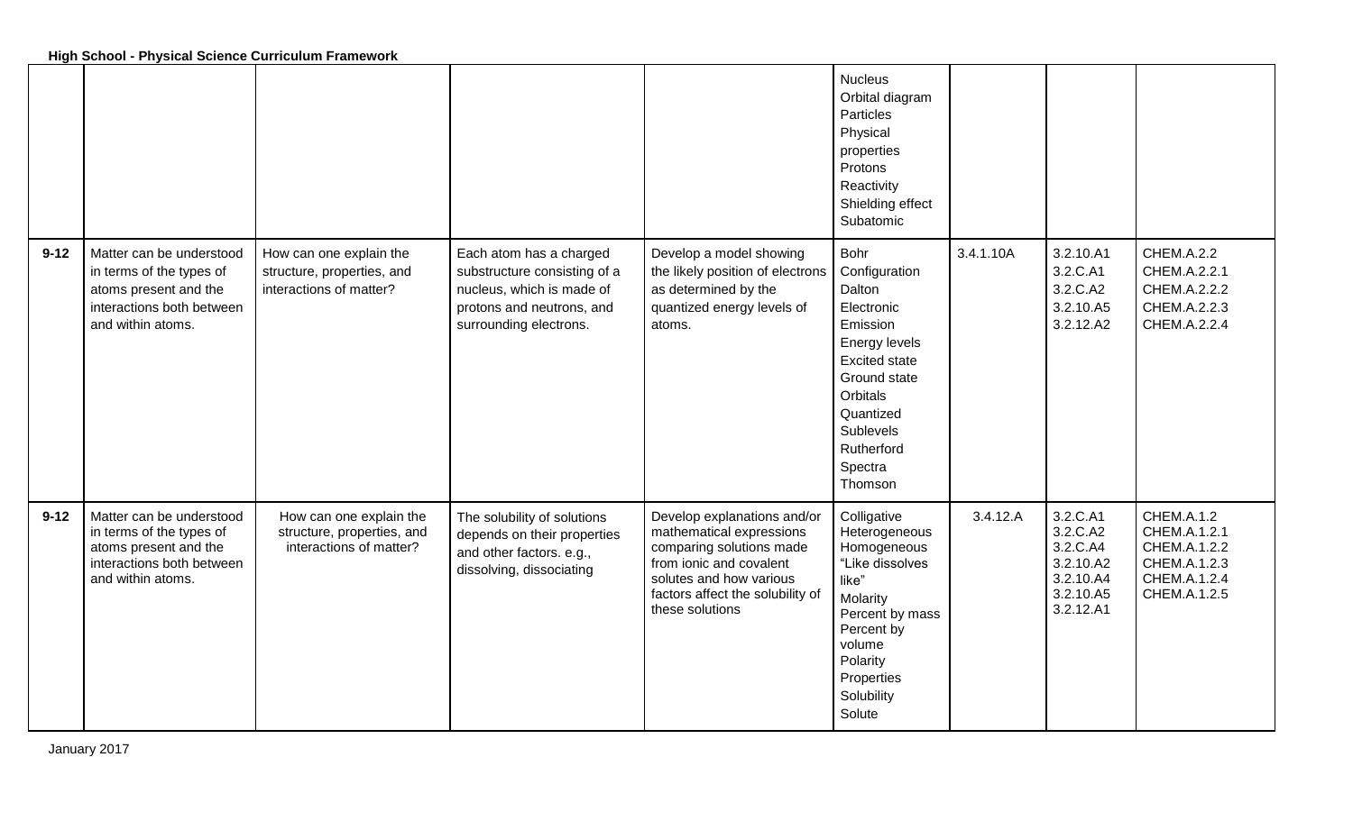**High School - Physical Science Curriculum Framework**

| | | | | | | | | |
|---|---|---|---|---|---|---|---|---|
| | | | | | Nucleus<br>Orbital diagram<br>Particles<br>Physical properties<br>Protons<br>Reactivity<br>Shielding effect<br>Subatomic | | | |
| **9-12** | Matter can be understood in terms of the types of atoms present and the interactions both between and within atoms. | How can one explain the structure, properties, and interactions of matter? | Each atom has a charged substructure consisting of a nucleus, which is made of protons and neutrons, and surrounding electrons. | Develop a model showing the likely position of electrons as determined by the quantized energy levels of atoms. | Bohr<br>Configuration<br>Dalton<br>Electronic<br>Emission<br>Energy levels<br>Excited state<br>Ground state<br>Orbitals<br>Quantized<br>Sublevels<br>Rutherford<br>Spectra<br>Thomson | 3.4.1.10A | 3.2.10.A1<br>3.2.C.A1<br>3.2.C.A2<br>3.2.10.A5<br>3.2.12.A2 | CHEM.A.2.2<br>CHEM.A.2.2.1<br>CHEM.A.2.2.2<br>CHEM.A.2.2.3<br>CHEM.A.2.2.4 |
| **9-12** | Matter can be understood in terms of the types of atoms present and the interactions both between and within atoms. | How can one explain the structure, properties, and interactions of matter? | The solubility of solutions depends on their properties and other factors. e.g., dissolving, dissociating | Develop explanations and/or mathematical expressions comparing solutions made from ionic and covalent solutes and how various factors affect the solubility of these solutions | Colligative<br>Heterogeneous<br>Homogeneous<br>"Like dissolves like"<br>Molarity<br>Percent by mass<br>Percent by volume<br>Polarity<br>Properties<br>Solubility<br>Solute | 3.4.12.A | 3.2.C.A1<br>3.2.C.A2<br>3.2.C.A4<br>3.2.10.A2<br>3.2.10.A4<br>3.2.10.A5<br>3.2.12.A1 | CHEM.A.1.2<br>CHEM.A.1.2.1<br>CHEM.A.1.2.2<br>CHEM.A.1.2.3<br>CHEM.A.1.2.4<br>CHEM.A.1.2.5 |

January 2017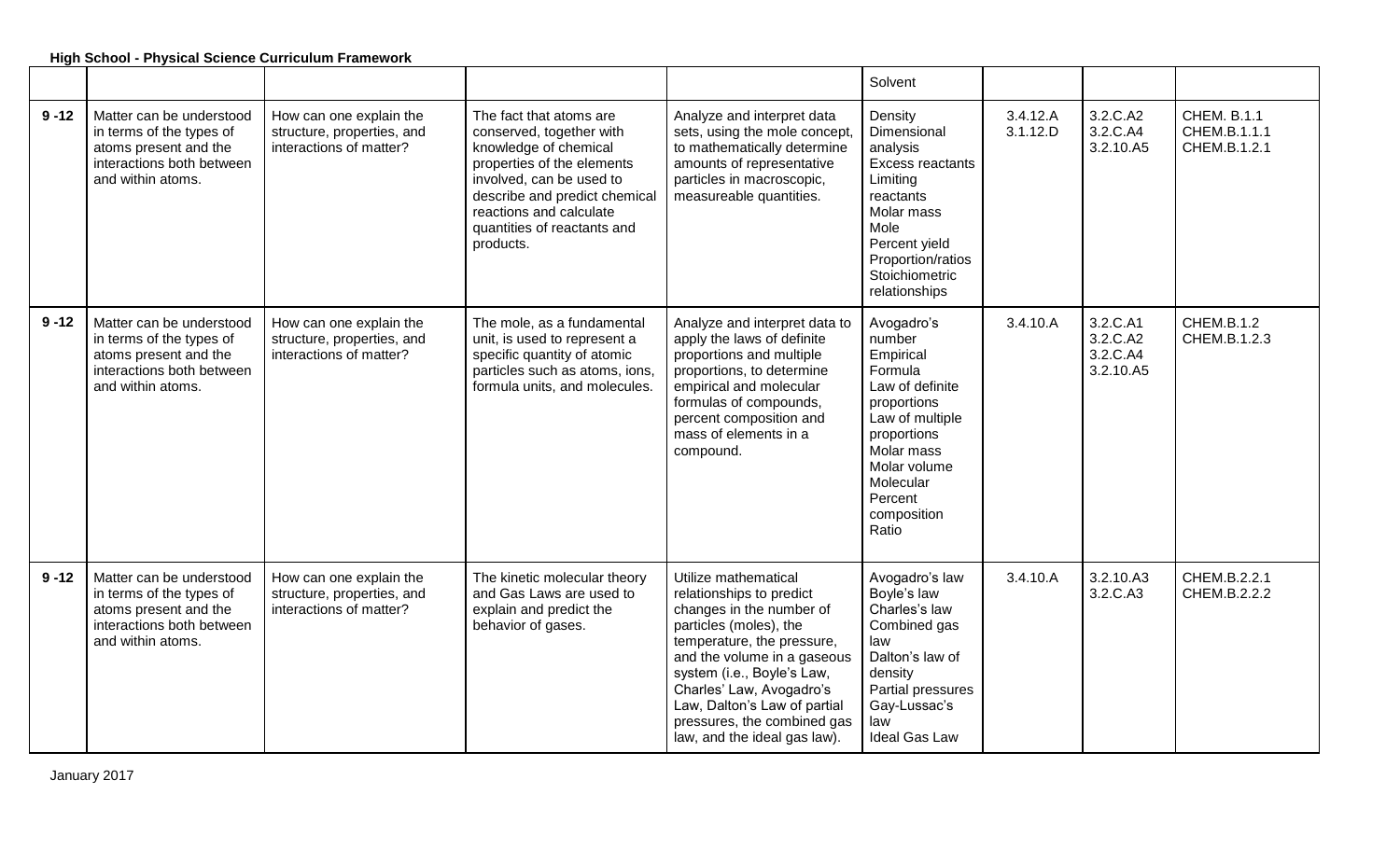**High School - Physical Science Curriculum Framework**

| | | | | | | | | |
|---|---|---|---|---|---|---|---|---|
| | | | | | Solvent | | | |
| 9 -12 | Matter can be understood in terms of the types of atoms present and the interactions both between and within atoms. | How can one explain the structure, properties, and interactions of matter? | The fact that atoms are conserved, together with knowledge of chemical properties of the elements involved, can be used to describe and predict chemical reactions and calculate quantities of reactants and products. | Analyze and interpret data sets, using the mole concept, to mathematically determine amounts of representative particles in macroscopic, measureable quantities. | Density<br>Dimensional analysis<br>Excess reactants<br>Limiting reactants<br>Molar mass<br>Mole<br>Percent yield<br>Proportion/ratios<br>Stoichiometric relationships | 3.4.12.A<br>3.1.12.D | 3.2.C.A2<br>3.2.C.A4<br>3.2.10.A5 | CHEM. B.1.1<br>CHEM.B.1.1.1<br>CHEM.B.1.2.1 |
| 9 -12 | Matter can be understood in terms of the types of atoms present and the interactions both between and within atoms. | How can one explain the structure, properties, and interactions of matter? | The mole, as a fundamental unit, is used to represent a specific quantity of atomic particles such as atoms, ions, formula units, and molecules. | Analyze and interpret data to apply the laws of definite proportions and multiple proportions, to determine empirical and molecular formulas of compounds, percent composition and mass of elements in a compound. | Avogadro's number<br>Empirical Formula<br>Law of definite proportions<br>Law of multiple proportions<br>Molar mass<br>Molar volume<br>Molecular<br>Percent composition<br>Ratio | 3.4.10.A | 3.2.C.A1<br>3.2.C.A2<br>3.2.C.A4<br>3.2.10.A5 | CHEM.B.1.2<br>CHEM.B.1.2.3 |
| 9 -12 | Matter can be understood in terms of the types of atoms present and the interactions both between and within atoms. | How can one explain the structure, properties, and interactions of matter? | The kinetic molecular theory and Gas Laws are used to explain and predict the behavior of gases. | Utilize mathematical relationships to predict changes in the number of particles (moles), the temperature, the pressure, and the volume in a gaseous system (i.e., Boyle's Law, Charles' Law, Avogadro's Law, Dalton's Law of partial pressures, the combined gas law, and the ideal gas law). | Avogadro's law<br>Boyle's law<br>Charles's law<br>Combined gas law<br>Dalton's law of density<br>Partial pressures<br>Gay-Lussac's law<br>Ideal Gas Law | 3.4.10.A | 3.2.10.A3<br>3.2.C.A3 | CHEM.B.2.2.1<br>CHEM.B.2.2.2 |

January 2017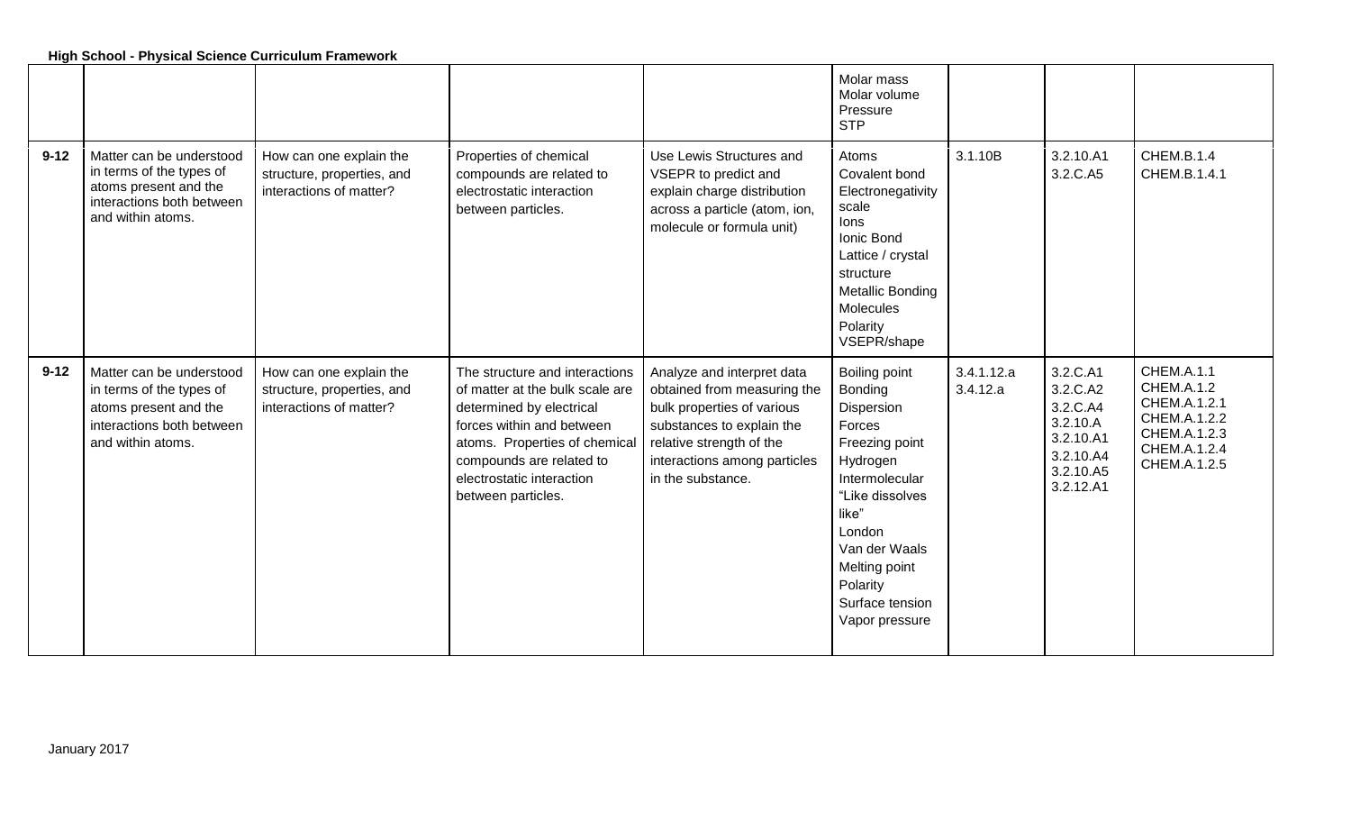**High School - Physical Science Curriculum Framework**

| | | | | | | | | |
|---|---|---|---|---|---|---|---|---|
| | | | | | Molar mass<br>Molar volume<br>Pressure<br>STP | | | |
| **9-12** | Matter can be understood in terms of the types of atoms present and the interactions both between and within atoms. | How can one explain the structure, properties, and interactions of matter? | Properties of chemical compounds are related to electrostatic interaction between particles. | Use Lewis Structures and VSEPR to predict and explain charge distribution across a particle (atom, ion, molecule or formula unit) | Atoms<br>Covalent bond<br>Electronegativity scale<br>Ions<br>Ionic Bond<br>Lattice / crystal structure<br>Metallic Bonding<br>Molecules<br>Polarity<br>VSEPR/shape | 3.1.10B | 3.2.10.A1<br>3.2.C.A5 | CHEM.B.1.4<br>CHEM.B.1.4.1 |
| **9-12** | Matter can be understood in terms of the types of atoms present and the interactions both between and within atoms. | How can one explain the structure, properties, and interactions of matter? | The structure and interactions of matter at the bulk scale are determined by electrical forces within and between atoms. Properties of chemical compounds are related to electrostatic interaction between particles. | Analyze and interpret data obtained from measuring the bulk properties of various substances to explain the relative strength of the interactions among particles in the substance. | Boiling point<br>Bonding<br>Dispersion<br>Forces<br>Freezing point<br>Hydrogen<br>Intermolecular<br>"Like dissolves like"<br>London<br>Van der Waals<br>Melting point<br>Polarity<br>Surface tension<br>Vapor pressure | 3.4.1.12.a<br>3.4.12.a | 3.2.C.A1<br>3.2.C.A2<br>3.2.C.A4<br>3.2.10.A<br>3.2.10.A1<br>3.2.10.A4<br>3.2.10.A5<br>3.2.12.A1 | CHEM.A.1.1<br>CHEM.A.1.2<br>CHEM.A.1.2.1<br>CHEM.A.1.2.2<br>CHEM.A.1.2.3<br>CHEM.A.1.2.4<br>CHEM.A.1.2.5 |

January 2017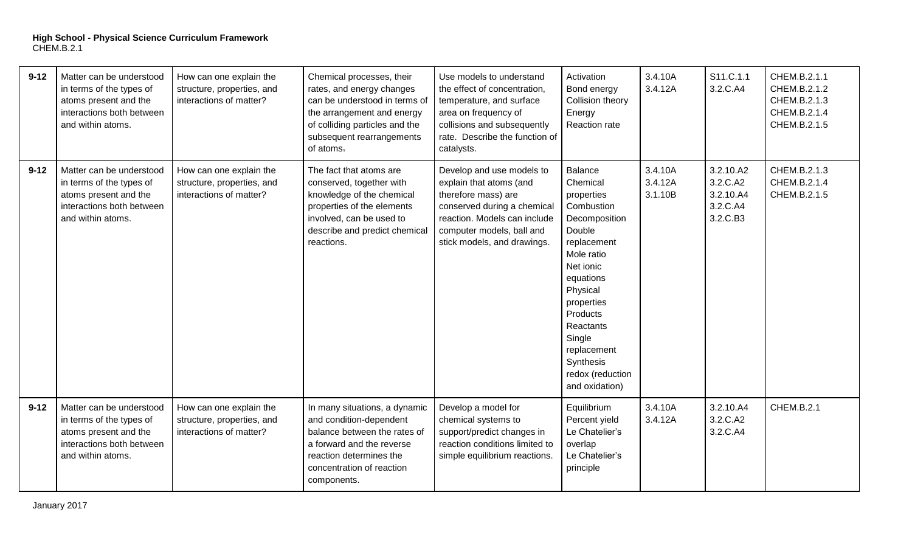**High School - Physical Science Curriculum Framework**
CHEM.B.2.1

| | | | | | | | | |
|---|---|---|---|---|---|---|---|---|
| **9-12** | Matter can be understood in terms of the types of atoms present and the interactions both between and within atoms. | How can one explain the structure, properties, and interactions of matter? | Chemical processes, their rates, and energy changes can be understood in terms of the arrangement and energy of colliding particles and the subsequent rearrangements of atoms. | Use models to understand the effect of concentration, temperature, and surface area on frequency of collisions and subsequently rate. Describe the function of catalysts. | Activation<br>Bond energy<br>Collision theory<br>Energy<br>Reaction rate | 3.4.10A<br>3.4.12A | S11.C.1.1<br>3.2.C.A4 | CHEM.B.2.1.1<br>CHEM.B.2.1.2<br>CHEM.B.2.1.3<br>CHEM.B.2.1.4<br>CHEM.B.2.1.5 |
| **9-12** | Matter can be understood in terms of the types of atoms present and the interactions both between and within atoms. | How can one explain the structure, properties, and interactions of matter? | The fact that atoms are conserved, together with knowledge of the chemical properties of the elements involved, can be used to describe and predict chemical reactions. | Develop and use models to explain that atoms (and therefore mass) are conserved during a chemical reaction. Models can include computer models, ball and stick models, and drawings. | Balance<br>Chemical properties<br>Combustion<br>Decomposition<br>Double replacement<br>Mole ratio<br>Net ionic equations<br>Physical properties<br>Products<br>Reactants<br>Single replacement<br>Synthesis<br>redox (reduction and oxidation) | 3.4.10A<br>3.4.12A<br>3.1.10B | 3.2.10.A2<br>3.2.C.A2<br>3.2.10.A4<br>3.2.C.A4<br>3.2.C.B3 | CHEM.B.2.1.3<br>CHEM.B.2.1.4<br>CHEM.B.2.1.5 |
| **9-12** | Matter can be understood in terms of the types of atoms present and the interactions both between and within atoms. | How can one explain the structure, properties, and interactions of matter? | In many situations, a dynamic and condition-dependent balance between the rates of a forward and the reverse reaction determines the concentration of reaction components. | Develop a model for chemical systems to support/predict changes in reaction conditions limited to simple equilibrium reactions. | Equilibrium<br>Percent yield<br>Le Chatelier's overlap<br>Le Chatelier's principle | 3.4.10A<br>3.4.12A | 3.2.10.A4<br>3.2.C.A2<br>3.2.C.A4 | CHEM.B.2.1 |

January 2017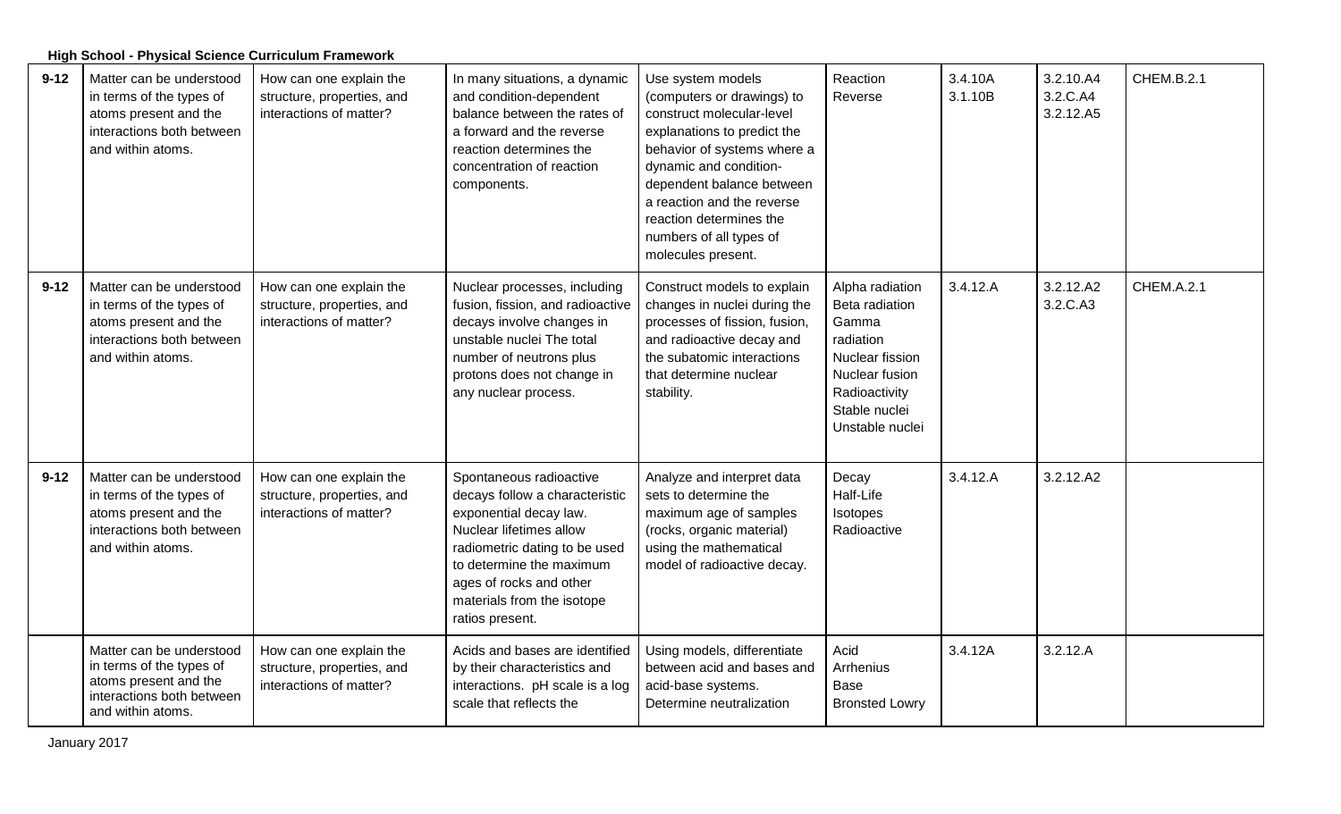**High School - Physical Science Curriculum Framework**

| | | | | | | | | |
|---|---|---|---|---|---|---|---|---|
| **9-12** | Matter can be understood in terms of the types of atoms present and the interactions both between and within atoms. | How can one explain the structure, properties, and interactions of matter? | In many situations, a dynamic and condition-dependent balance between the rates of a forward and the reverse reaction determines the concentration of reaction components. | Use system models (computers or drawings) to construct molecular-level explanations to predict the behavior of systems where a dynamic and condition-dependent balance between a reaction and the reverse reaction determines the numbers of all types of molecules present. | Reaction Reverse | 3.4.10A 3.1.10B | 3.2.10.A4 3.2.C.A4 3.2.12.A5 | CHEM.B.2.1 |
| **9-12** | Matter can be understood in terms of the types of atoms present and the interactions both between and within atoms. | How can one explain the structure, properties, and interactions of matter? | Nuclear processes, including fusion, fission, and radioactive decays involve changes in unstable nuclei The total number of neutrons plus protons does not change in any nuclear process. | Construct models to explain changes in nuclei during the processes of fission, fusion, and radioactive decay and the subatomic interactions that determine nuclear stability. | Alpha radiation Beta radiation Gamma radiation Nuclear fission Nuclear fusion Radioactivity Stable nuclei Unstable nuclei | 3.4.12.A | 3.2.12.A2 3.2.C.A3 | CHEM.A.2.1 |
| **9-12** | Matter can be understood in terms of the types of atoms present and the interactions both between and within atoms. | How can one explain the structure, properties, and interactions of matter? | Spontaneous radioactive decays follow a characteristic exponential decay law. Nuclear lifetimes allow radiometric dating to be used to determine the maximum ages of rocks and other materials from the isotope ratios present. | Analyze and interpret data sets to determine the maximum age of samples (rocks, organic material) using the mathematical model of radioactive decay. | Decay Half-Life Isotopes Radioactive | 3.4.12.A | 3.2.12.A2 | |
| | Matter can be understood in terms of the types of atoms present and the interactions both between and within atoms. | How can one explain the structure, properties, and interactions of matter? | Acids and bases are identified by their characteristics and interactions. pH scale is a log scale that reflects the | Using models, differentiate between acid and bases and acid-base systems. Determine neutralization | Acid Arrhenius Base Bronsted Lowry | 3.4.12A | 3.2.12.A | |

January 2017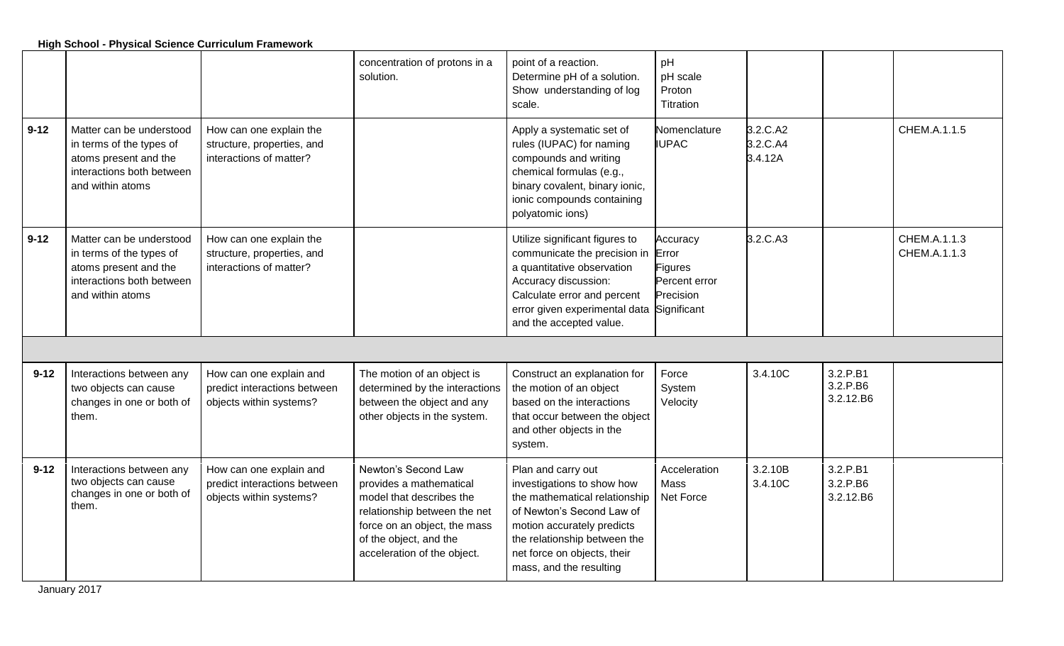| | | | | | | | | |
|---|---|---|---|---|---|---|---|---|
| | | | concentration of protons in a solution. | point of a reaction. Determine pH of a solution. Show understanding of log scale. | pH<br>pH scale<br>Proton<br>Titration | | | |
| 9-12 | Matter can be understood in terms of the types of atoms present and the interactions both between and within atoms | How can one explain the structure, properties, and interactions of matter? | | Apply a systematic set of rules (IUPAC) for naming compounds and writing chemical formulas (e.g., binary covalent, binary ionic, ionic compounds containing polyatomic ions) | Nomenclature<br>IUPAC | 3.2.C.A2<br>3.2.C.A4<br>3.4.12A | | CHEM.A.1.1.5 |
| 9-12 | Matter can be understood in terms of the types of atoms present and the interactions both between and within atoms | How can one explain the structure, properties, and interactions of matter? | | Utilize significant figures to communicate the precision in a quantitative observation<br>Accuracy discussion: Calculate error and percent error given experimental data and the accepted value. | Accuracy<br>Error<br>Figures<br>Percent error<br>Precision<br>Significant | 3.2.C.A3 | | CHEM.A.1.1.3<br>CHEM.A.1.1.3 |
| | | | | | | | | |
| 9-12 | Interactions between any two objects can cause changes in one or both of them. | How can one explain and predict interactions between objects within systems? | The motion of an object is determined by the interactions between the object and any other objects in the system. | Construct an explanation for the motion of an object based on the interactions that occur between the object and other objects in the system. | Force<br>System<br>Velocity | 3.4.10C | 3.2.P.B1<br>3.2.P.B6<br>3.2.12.B6 | |
| 9-12 | Interactions between any two objects can cause changes in one or both of them. | How can one explain and predict interactions between objects within systems? | Newton's Second Law provides a mathematical model that describes the relationship between the net force on an object, the mass of the object, and the acceleration of the object. | Plan and carry out investigations to show how the mathematical relationship of Newton's Second Law of motion accurately predicts the relationship between the net force on objects, their mass, and the resulting | Acceleration<br>Mass<br>Net Force | 3.2.10B<br>3.4.10C | 3.2.P.B1<br>3.2.P.B6<br>3.2.12.B6 | |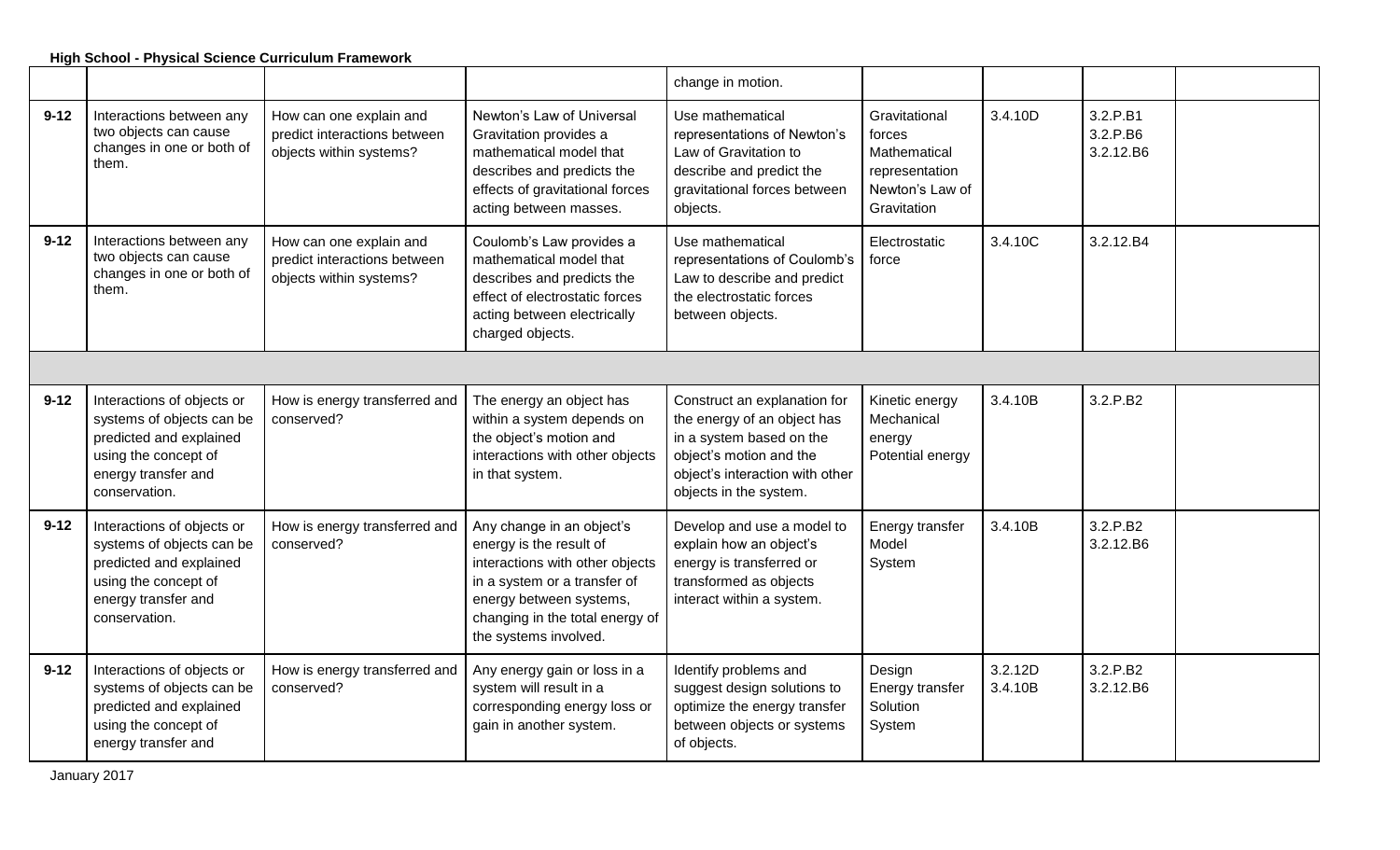| | | | | | | | | |
|---|---|---|---|---|---|---|---|---|
| | | | | change in motion. | | | | |
| 9-12 | Interactions between any two objects can cause changes in one or both of them. | How can one explain and predict interactions between objects within systems? | Newton's Law of Universal Gravitation provides a mathematical model that describes and predicts the effects of gravitational forces acting between masses. | Use mathematical representations of Newton's Law of Gravitation to describe and predict the gravitational forces between objects. | Gravitational forces Mathematical representation Newton's Law of Gravitation | 3.4.10D | 3.2.P.B1 3.2.P.B6 3.2.12.B6 | |
| 9-12 | Interactions between any two objects can cause changes in one or both of them. | How can one explain and predict interactions between objects within systems? | Coulomb's Law provides a mathematical model that describes and predicts the effect of electrostatic forces acting between electrically charged objects. | Use mathematical representations of Coulomb's Law to describe and predict the electrostatic forces between objects. | Electrostatic force | 3.4.10C | 3.2.12.B4 | |
| | | | | | | | | |
| 9-12 | Interactions of objects or systems of objects can be predicted and explained using the concept of energy transfer and conservation. | How is energy transferred and conserved? | The energy an object has within a system depends on the object's motion and interactions with other objects in that system. | Construct an explanation for the energy of an object has in a system based on the object's motion and the object's interaction with other objects in the system. | Kinetic energy Mechanical energy Potential energy | 3.4.10B | 3.2.P.B2 | |
| 9-12 | Interactions of objects or systems of objects can be predicted and explained using the concept of energy transfer and conservation. | How is energy transferred and conserved? | Any change in an object's energy is the result of interactions with other objects in a system or a transfer of energy between systems, changing in the total energy of the systems involved. | Develop and use a model to explain how an object's energy is transferred or transformed as objects interact within a system. | Energy transfer Model System | 3.4.10B | 3.2.P.B2 3.2.12.B6 | |
| 9-12 | Interactions of objects or systems of objects can be predicted and explained using the concept of energy transfer and | How is energy transferred and conserved? | Any energy gain or loss in a system will result in a corresponding energy loss or gain in another system. | Identify problems and suggest design solutions to optimize the energy transfer between objects or systems of objects. | Design Energy transfer Solution System | 3.2.12D 3.4.10B | 3.2.P.B2 3.2.12.B6 | |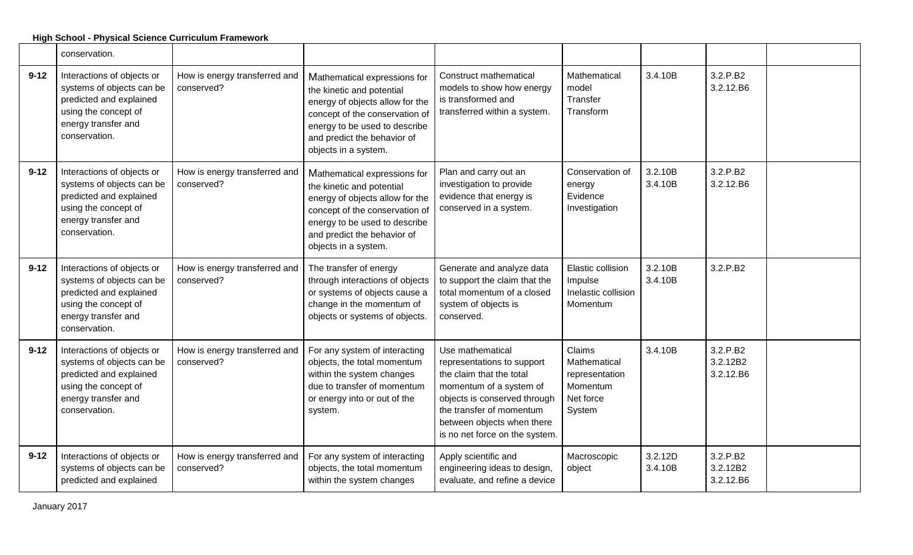**High School - Physical Science Curriculum Framework**

| | | | | | | | | |
|---|---|---|---|---|---|---|---|---|
| | conservation. | | | | | | | |
| 9-12 | Interactions of objects or systems of objects can be predicted and explained using the concept of energy transfer and conservation. | How is energy transferred and conserved? | Mathematical expressions for the kinetic and potential energy of objects allow for the concept of the conservation of energy to be used to describe and predict the behavior of objects in a system. | Construct mathematical models to show how energy is transformed and transferred within a system. | Mathematical model<br>Transfer<br>Transform | 3.4.10B | 3.2.P.B2<br>3.2.12.B6 | |
| 9-12 | Interactions of objects or systems of objects can be predicted and explained using the concept of energy transfer and conservation. | How is energy transferred and conserved? | Mathematical expressions for the kinetic and potential energy of objects allow for the concept of the conservation of energy to be used to describe and predict the behavior of objects in a system. | Plan and carry out an investigation to provide evidence that energy is conserved in a system. | Conservation of energy<br>Evidence<br>Investigation | 3.2.10B<br>3.4.10B | 3.2.P.B2<br>3.2.12.B6 | |
| 9-12 | Interactions of objects or systems of objects can be predicted and explained using the concept of energy transfer and conservation. | How is energy transferred and conserved? | The transfer of energy through interactions of objects or systems of objects cause a change in the momentum of objects or systems of objects. | Generate and analyze data to support the claim that the total momentum of a closed system of objects is conserved. | Elastic collision<br>Impulse<br>Inelastic collision<br>Momentum | 3.2.10B<br>3.4.10B | 3.2.P.B2 | |
| 9-12 | Interactions of objects or systems of objects can be predicted and explained using the concept of energy transfer and conservation. | How is energy transferred and conserved? | For any system of interacting objects, the total momentum within the system changes due to transfer of momentum or energy into or out of the system. | Use mathematical representations to support the claim that the total momentum of a system of objects is conserved through the transfer of momentum between objects when there is no net force on the system. | Claims<br>Mathematical representation<br>Momentum<br>Net force<br>System | 3.4.10B | 3.2.P.B2<br>3.2.12B2<br>3.2.12.B6 | |
| 9-12 | Interactions of objects or systems of objects can be predicted and explained | How is energy transferred and conserved? | For any system of interacting objects, the total momentum within the system changes | Apply scientific and engineering ideas to design, evaluate, and refine a device | Macroscopic object | 3.2.12D<br>3.4.10B | 3.2.P.B2<br>3.2.12B2<br>3.2.12.B6 | |

January 2017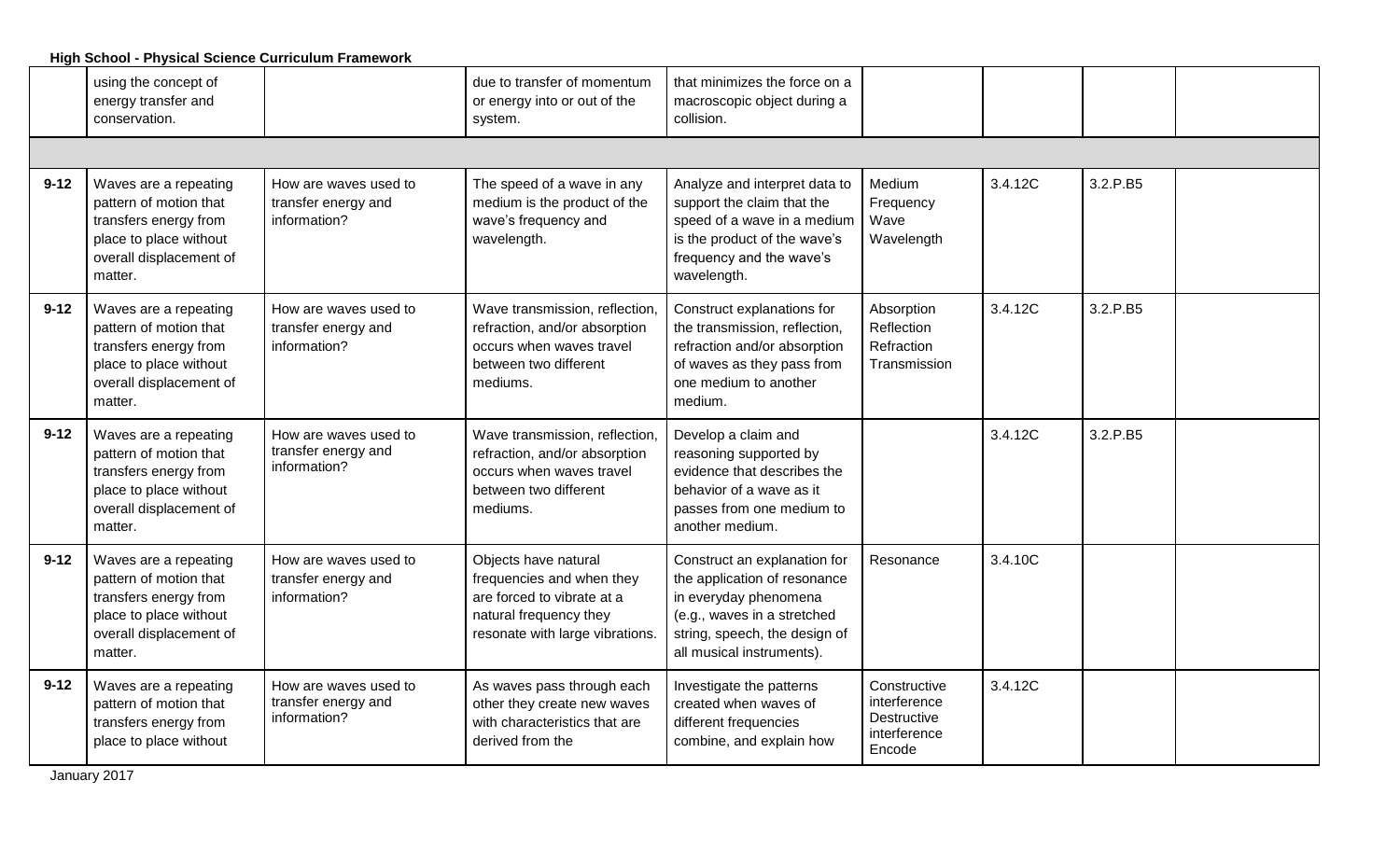| | | | | | | | | |
|---|---|---|---|---|---|---|---|---|
| | using the concept of energy transfer and conservation. | | due to transfer of momentum or energy into or out of the system. | that minimizes the force on a macroscopic object during a collision. | | | | |
| | | | | | | | | |
| 9-12 | Waves are a repeating pattern of motion that transfers energy from place to place without overall displacement of matter. | How are waves used to transfer energy and information? | The speed of a wave in any medium is the product of the wave's frequency and wavelength. | Analyze and interpret data to support the claim that the speed of a wave in a medium is the product of the wave's frequency and the wave's wavelength. | Medium Frequency Wave Wavelength | 3.4.12C | 3.2.P.B5 | |
| 9-12 | Waves are a repeating pattern of motion that transfers energy from place to place without overall displacement of matter. | How are waves used to transfer energy and information? | Wave transmission, reflection, refraction, and/or absorption occurs when waves travel between two different mediums. | Construct explanations for the transmission, reflection, refraction and/or absorption of waves as they pass from one medium to another medium. | Absorption Reflection Refraction Transmission | 3.4.12C | 3.2.P.B5 | |
| 9-12 | Waves are a repeating pattern of motion that transfers energy from place to place without overall displacement of matter. | How are waves used to transfer energy and information? | Wave transmission, reflection, refraction, and/or absorption occurs when waves travel between two different mediums. | Develop a claim and reasoning supported by evidence that describes the behavior of a wave as it passes from one medium to another medium. | | 3.4.12C | 3.2.P.B5 | |
| 9-12 | Waves are a repeating pattern of motion that transfers energy from place to place without overall displacement of matter. | How are waves used to transfer energy and information? | Objects have natural frequencies and when they are forced to vibrate at a natural frequency they resonate with large vibrations. | Construct an explanation for the application of resonance in everyday phenomena (e.g., waves in a stretched string, speech, the design of all musical instruments). | Resonance | 3.4.10C | | |
| 9-12 | Waves are a repeating pattern of motion that transfers energy from place to place without | How are waves used to transfer energy and information? | As waves pass through each other they create new waves with characteristics that are derived from the | Investigate the patterns created when waves of different frequencies combine, and explain how | Constructive interference Destructive interference Encode | 3.4.12C | | |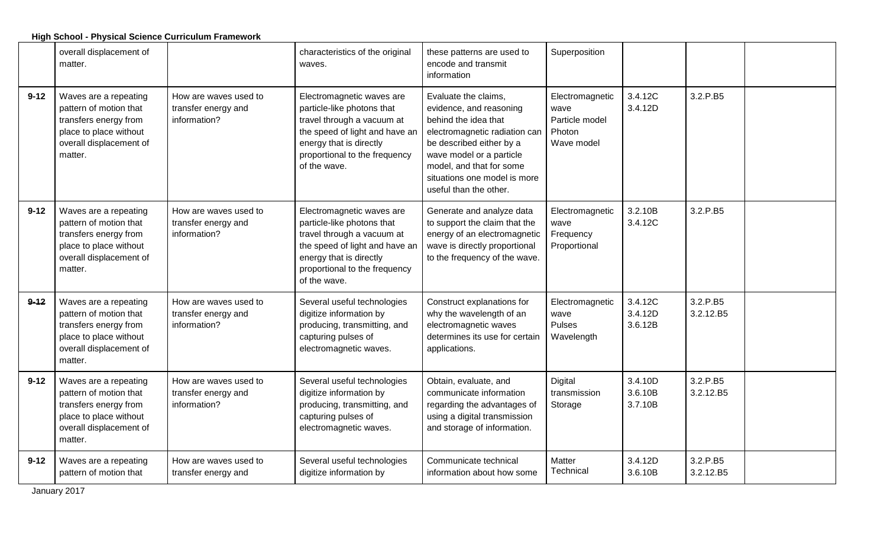**High School - Physical Science Curriculum Framework**

| | | | | | | | | |
|---|---|---|---|---|---|---|---|---|
| | overall displacement of matter. | | characteristics of the original waves. | these patterns are used to encode and transmit information | Superposition | | | |
| 9-12 | Waves are a repeating pattern of motion that transfers energy from place to place without overall displacement of matter. | How are waves used to transfer energy and information? | Electromagnetic waves are particle-like photons that travel through a vacuum at the speed of light and have an energy that is directly proportional to the frequency of the wave. | Evaluate the claims, evidence, and reasoning behind the idea that electromagnetic radiation can be described either by a wave model or a particle model, and that for some situations one model is more useful than the other. | Electromagnetic wave Particle model Photon Wave model | 3.4.12C 3.4.12D | 3.2.P.B5 | |
| 9-12 | Waves are a repeating pattern of motion that transfers energy from place to place without overall displacement of matter. | How are waves used to transfer energy and information? | Electromagnetic waves are particle-like photons that travel through a vacuum at the speed of light and have an energy that is directly proportional to the frequency of the wave. | Generate and analyze data to support the claim that the energy of an electromagnetic wave is directly proportional to the frequency of the wave. | Electromagnetic wave Frequency Proportional | 3.2.10B 3.4.12C | 3.2.P.B5 | |
| ~~9-12~~ | Waves are a repeating pattern of motion that transfers energy from place to place without overall displacement of matter. | How are waves used to transfer energy and information? | Several useful technologies digitize information by producing, transmitting, and capturing pulses of electromagnetic waves. | Construct explanations for why the wavelength of an electromagnetic waves determines its use for certain applications. | Electromagnetic wave Pulses Wavelength | 3.4.12C 3.4.12D 3.6.12B | 3.2.P.B5 3.2.12.B5 | |
| 9-12 | Waves are a repeating pattern of motion that transfers energy from place to place without overall displacement of matter. | How are waves used to transfer energy and information? | Several useful technologies digitize information by producing, transmitting, and capturing pulses of electromagnetic waves. | Obtain, evaluate, and communicate information regarding the advantages of using a digital transmission and storage of information. | Digital transmission Storage | 3.4.10D 3.6.10B 3.7.10B | 3.2.P.B5 3.2.12.B5 | |
| 9-12 | Waves are a repeating pattern of motion that | How are waves used to transfer energy and | Several useful technologies digitize information by | Communicate technical information about how some | Matter Technical | 3.4.12D 3.6.10B | 3.2.P.B5 3.2.12.B5 | |

January 2017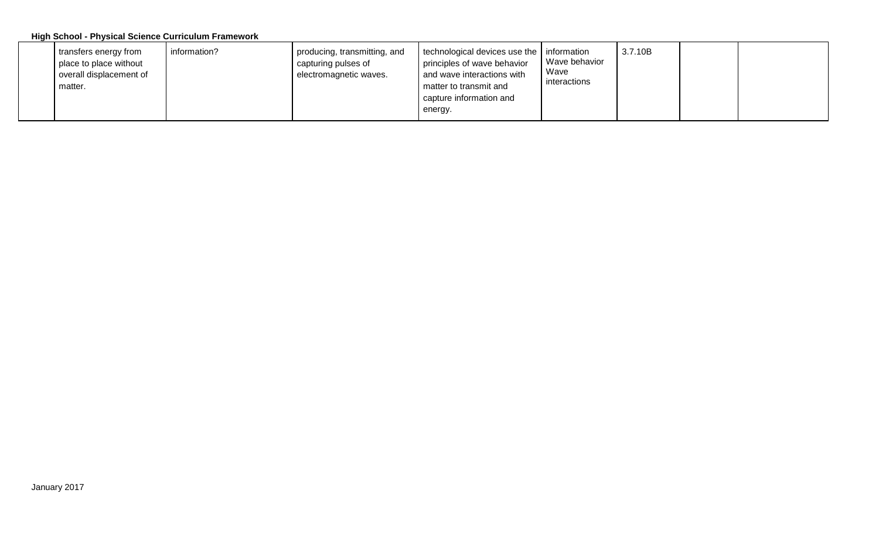| | | | | | | | | |
|---|---|---|---|---|---|---|---|---|
| | transfers energy from place to place without overall displacement of matter. | information? | producing, transmitting, and capturing pulses of electromagnetic waves. | technological devices use the principles of wave behavior and wave interactions with matter to transmit and capture information and energy. | information Wave behavior Wave interactions | 3.7.10B | | |